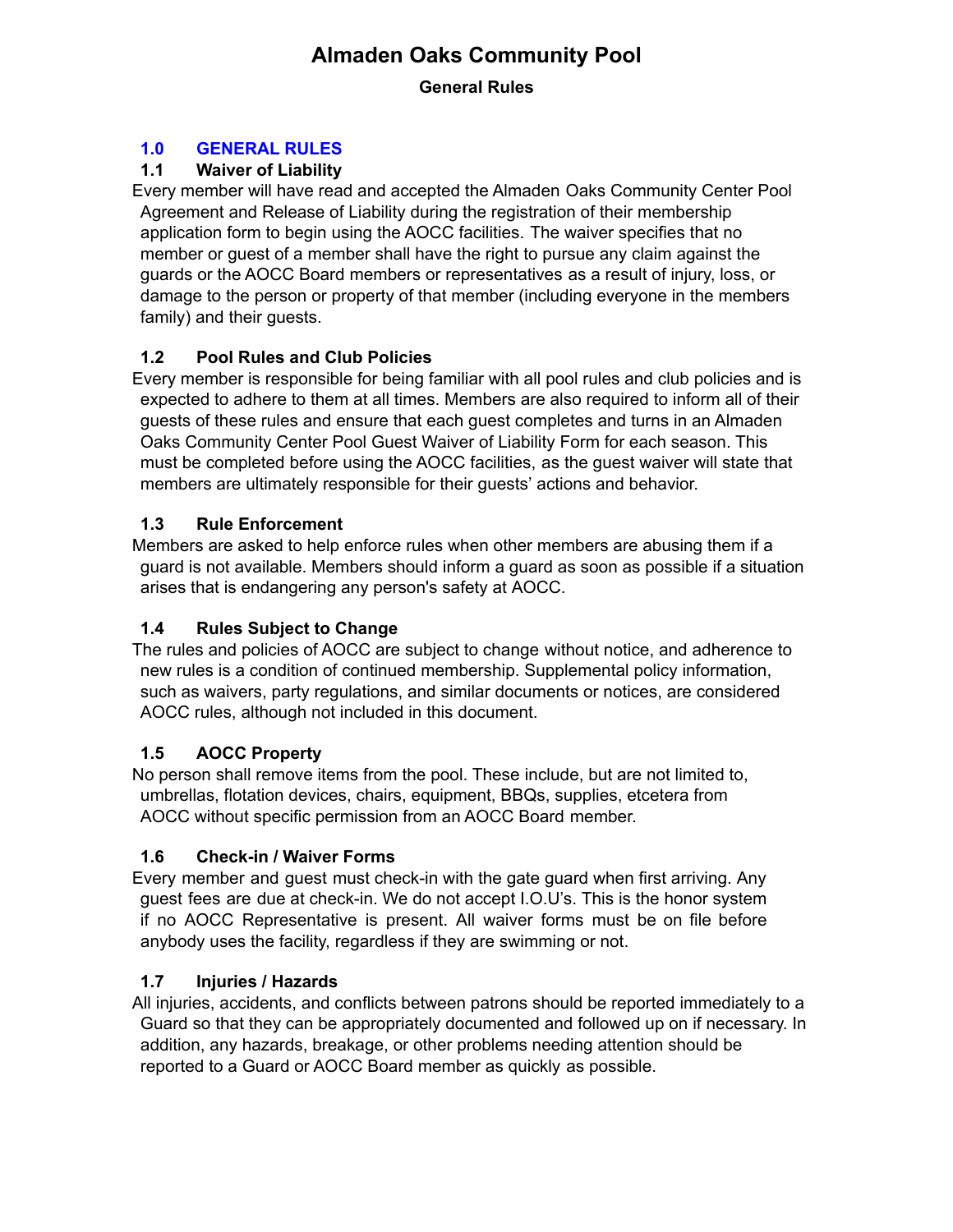# Almaden Oaks Community Pool

**General Rules**

## 1.0 GENERAL RULES

### 1.1 Waiver of Liability

Every member will have read and accepted the Almaden Oaks Community Center Pool Agreement and Release of Liability during the registration of their membership application form to begin using the AOCC facilities. The waiver specifies that no member or guest of a member shall have the right to pursue any claim against the guards or the AOCC Board members or representatives as a result of injury, loss, or damage to the person or property of that member (including everyone in the members family) and their guests.

### 1.2 Pool Rules and Club Policies

Every member is responsible for being familiar with all pool rules and club policies and is expected to adhere to them at all times. Members are also required to inform all of their guests of these rules and ensure that each guest completes and turns in an Almaden Oaks Community Center Pool Guest Waiver of Liability Form for each season. This must be completed before using the AOCC facilities, as the guest waiver will state that members are ultimately responsible for their guests' actions and behavior.

### 1.3 Rule Enforcement

Members are asked to help enforce rules when other members are abusing them if a guard is not available. Members should inform a guard as soon as possible if a situation arises that is endangering any person's safety at AOCC.

### 1.4 Rules Subject to Change

The rules and policies of AOCC are subject to change without notice, and adherence to new rules is a condition of continued membership. Supplemental policy information, such as waivers, party regulations, and similar documents or notices, are considered AOCC rules, although not included in this document.

### 1.5 AOCC Property

No person shall remove items from the pool. These include, but are not limited to, umbrellas, flotation devices, chairs, equipment, BBQs, supplies, etcetera from AOCC without specific permission from an AOCC Board member.

### 1.6 Check-in / Waiver Forms

Every member and guest must check-in with the gate guard when first arriving. Any guest fees are due at check-in. We do not accept I.O.U's. This is the honor system if no AOCC Representative is present. All waiver forms must be on file before anybody uses the facility, regardless if they are swimming or not.

### 1.7 Injuries / Hazards

All injuries, accidents, and conflicts between patrons should be reported immediately to a Guard so that they can be appropriately documented and followed up on if necessary. In addition, any hazards, breakage, or other problems needing attention should be reported to a Guard or AOCC Board member as quickly as possible.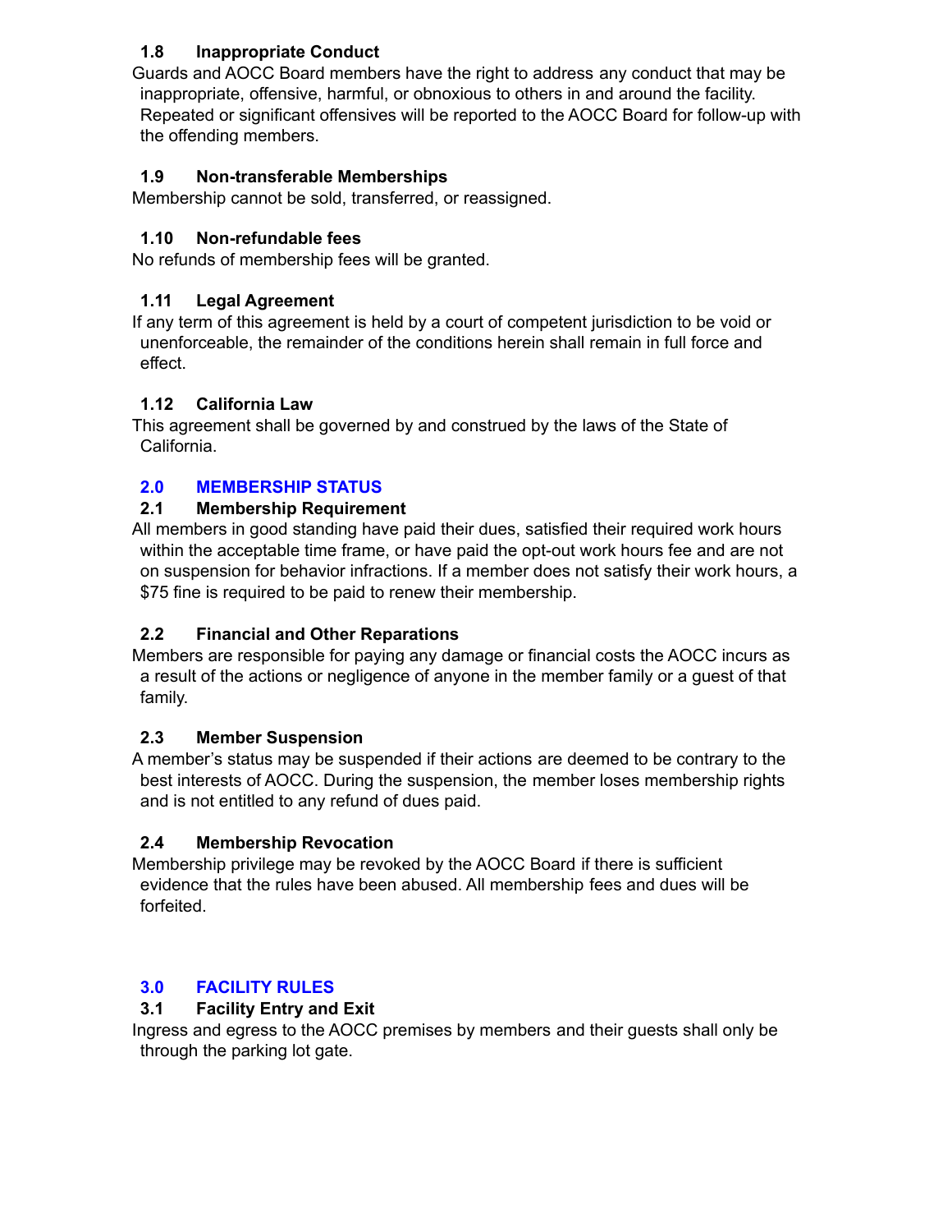### 1.8 Inappropriate Conduct

Guards and AOCC Board members have the right to address any conduct that may be inappropriate, offensive, harmful, or obnoxious to others in and around the facility. Repeated or significant offensives will be reported to the AOCC Board for follow-up with the offending members.

### 1.9 Non-transferable Memberships

Membership cannot be sold, transferred, or reassigned.

### 1.10 Non-refundable fees

No refunds of membership fees will be granted.

### 1.11 Legal Agreement

If any term of this agreement is held by a court of competent jurisdiction to be void or unenforceable, the remainder of the conditions herein shall remain in full force and effect.

### 1.12 California Law

This agreement shall be governed by and construed by the laws of the State of California.

## 2.0 MEMBERSHIP STATUS

### 2.1 Membership Requirement

All members in good standing have paid their dues, satisfied their required work hours within the acceptable time frame, or have paid the opt-out work hours fee and are not on suspension for behavior infractions. If a member does not satisfy their work hours, a $75 fine is required to be paid to renew their membership.

### 2.2 Financial and Other Reparations

Members are responsible for paying any damage or financial costs the AOCC incurs as a result of the actions or negligence of anyone in the member family or a guest of that family.

### 2.3 Member Suspension

A member's status may be suspended if their actions are deemed to be contrary to the best interests of AOCC. During the suspension, the member loses membership rights and is not entitled to any refund of dues paid.

### 2.4 Membership Revocation

Membership privilege may be revoked by the AOCC Board if there is sufficient evidence that the rules have been abused. All membership fees and dues will be forfeited.

## 3.0 FACILITY RULES

### 3.1 Facility Entry and Exit

Ingress and egress to the AOCC premises by members and their guests shall only be through the parking lot gate.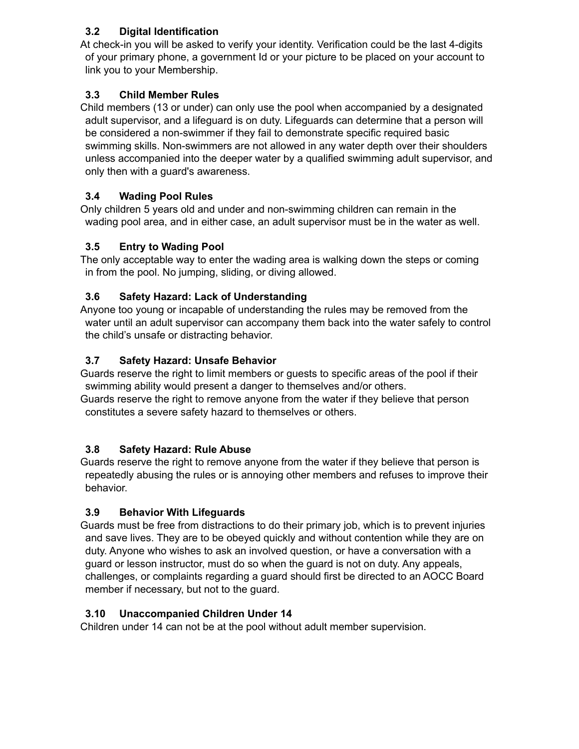### 3.2 Digital Identification

At check-in you will be asked to verify your identity. Verification could be the last 4-digits of your primary phone, a government Id or your picture to be placed on your account to link you to your Membership.

### 3.3 Child Member Rules

Child members (13 or under) can only use the pool when accompanied by a designated adult supervisor, and a lifeguard is on duty. Lifeguards can determine that a person will be considered a non-swimmer if they fail to demonstrate specific required basic swimming skills. Non-swimmers are not allowed in any water depth over their shoulders unless accompanied into the deeper water by a qualified swimming adult supervisor, and only then with a guard's awareness.

### 3.4 Wading Pool Rules

Only children 5 years old and under and non-swimming children can remain in the wading pool area, and in either case, an adult supervisor must be in the water as well.

### 3.5 Entry to Wading Pool

The only acceptable way to enter the wading area is walking down the steps or coming in from the pool. No jumping, sliding, or diving allowed.

### 3.6 Safety Hazard: Lack of Understanding

Anyone too young or incapable of understanding the rules may be removed from the water until an adult supervisor can accompany them back into the water safely to control the child's unsafe or distracting behavior.

### 3.7 Safety Hazard: Unsafe Behavior

Guards reserve the right to limit members or guests to specific areas of the pool if their swimming ability would present a danger to themselves and/or others.

Guards reserve the right to remove anyone from the water if they believe that person constitutes a severe safety hazard to themselves or others.

### 3.8 Safety Hazard: Rule Abuse

Guards reserve the right to remove anyone from the water if they believe that person is repeatedly abusing the rules or is annoying other members and refuses to improve their behavior.

### 3.9 Behavior With Lifeguards

Guards must be free from distractions to do their primary job, which is to prevent injuries and save lives. They are to be obeyed quickly and without contention while they are on duty. Anyone who wishes to ask an involved question, or have a conversation with a guard or lesson instructor, must do so when the guard is not on duty. Any appeals, challenges, or complaints regarding a guard should first be directed to an AOCC Board member if necessary, but not to the guard.

### 3.10 Unaccompanied Children Under 14

Children under 14 can not be at the pool without adult member supervision.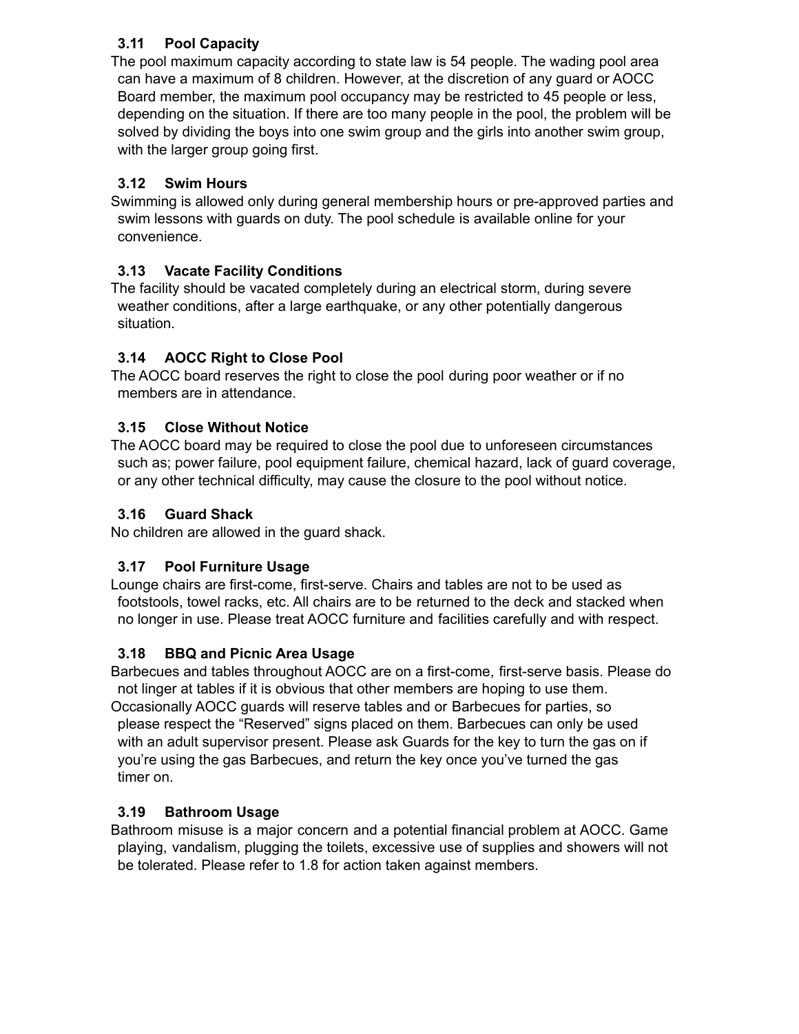### 3.11 Pool Capacity

The pool maximum capacity according to state law is 54 people. The wading pool area can have a maximum of 8 children. However, at the discretion of any guard or AOCC Board member, the maximum pool occupancy may be restricted to 45 people or less, depending on the situation. If there are too many people in the pool, the problem will be solved by dividing the boys into one swim group and the girls into another swim group, with the larger group going first.

### 3.12 Swim Hours

Swimming is allowed only during general membership hours or pre-approved parties and swim lessons with guards on duty. The pool schedule is available online for your convenience.

### 3.13 Vacate Facility Conditions

The facility should be vacated completely during an electrical storm, during severe weather conditions, after a large earthquake, or any other potentially dangerous situation.

### 3.14 AOCC Right to Close Pool

The AOCC board reserves the right to close the pool during poor weather or if no members are in attendance.

### 3.15 Close Without Notice

The AOCC board may be required to close the pool due to unforeseen circumstances such as; power failure, pool equipment failure, chemical hazard, lack of guard coverage, or any other technical difficulty, may cause the closure to the pool without notice.

### 3.16 Guard Shack

No children are allowed in the guard shack.

### 3.17 Pool Furniture Usage

Lounge chairs are first-come, first-serve. Chairs and tables are not to be used as footstools, towel racks, etc. All chairs are to be returned to the deck and stacked when no longer in use. Please treat AOCC furniture and facilities carefully and with respect.

### 3.18 BBQ and Picnic Area Usage

Barbecues and tables throughout AOCC are on a first-come, first-serve basis. Please do not linger at tables if it is obvious that other members are hoping to use them. Occasionally AOCC guards will reserve tables and or Barbecues for parties, so please respect the "Reserved" signs placed on them. Barbecues can only be used with an adult supervisor present. Please ask Guards for the key to turn the gas on if you're using the gas Barbecues, and return the key once you've turned the gas timer on.

### 3.19 Bathroom Usage

Bathroom misuse is a major concern and a potential financial problem at AOCC. Game playing, vandalism, plugging the toilets, excessive use of supplies and showers will not be tolerated. Please refer to 1.8 for action taken against members.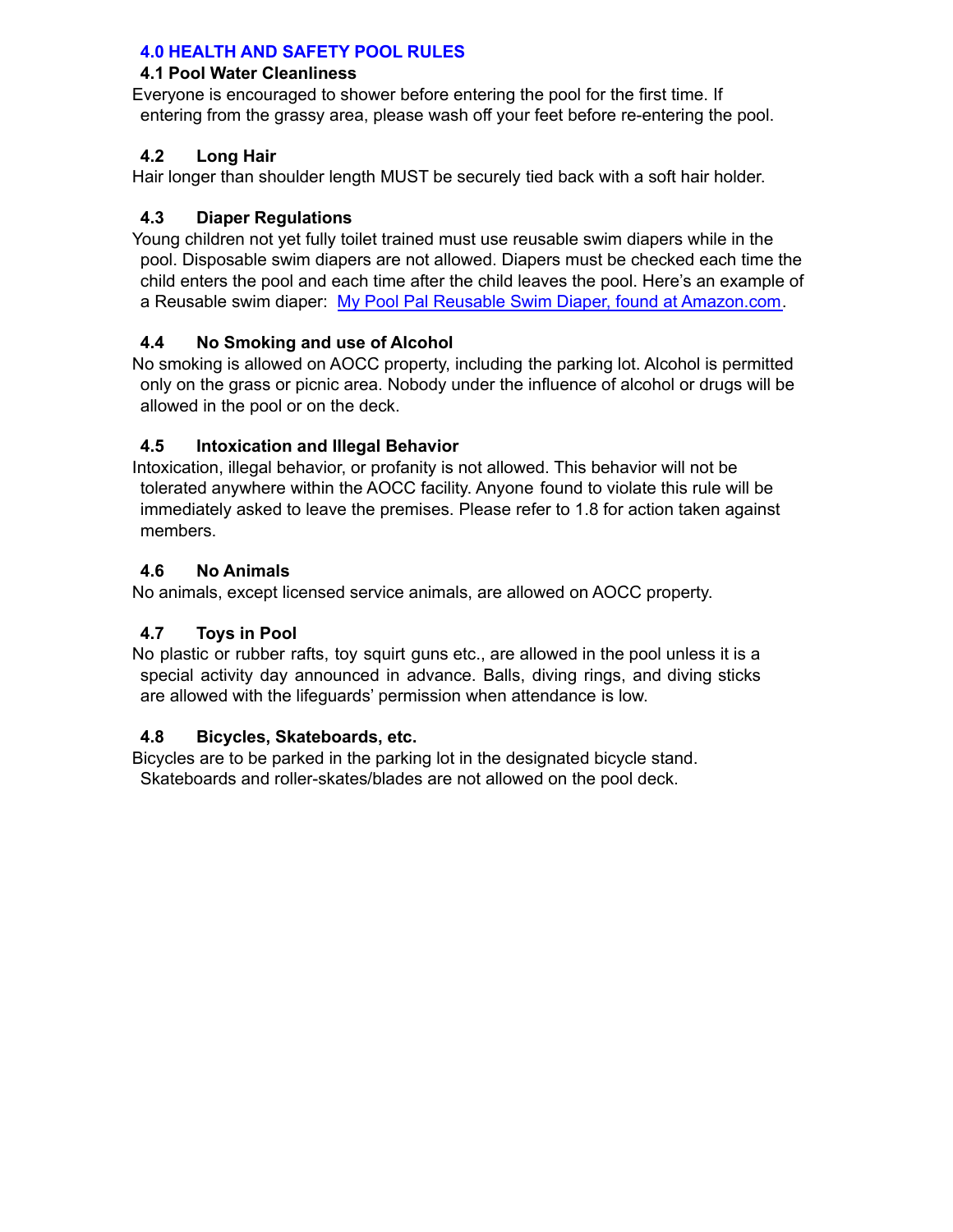## 4.0 HEALTH AND SAFETY POOL RULES

### 4.1 Pool Water Cleanliness

Everyone is encouraged to shower before entering the pool for the first time. If entering from the grassy area, please wash off your feet before re-entering the pool.

### 4.2 Long Hair

Hair longer than shoulder length MUST be securely tied back with a soft hair holder.

### 4.3 Diaper Regulations

Young children not yet fully toilet trained must use reusable swim diapers while in the pool. Disposable swim diapers are not allowed. Diapers must be checked each time the child enters the pool and each time after the child leaves the pool. Here's an example of a Reusable swim diaper: My Pool Pal Reusable Swim Diaper, found at Amazon.com.

### 4.4 No Smoking and use of Alcohol

No smoking is allowed on AOCC property, including the parking lot. Alcohol is permitted only on the grass or picnic area. Nobody under the influence of alcohol or drugs will be allowed in the pool or on the deck.

### 4.5 Intoxication and Illegal Behavior

Intoxication, illegal behavior, or profanity is not allowed. This behavior will not be tolerated anywhere within the AOCC facility. Anyone found to violate this rule will be immediately asked to leave the premises. Please refer to 1.8 for action taken against members.

### 4.6 No Animals

No animals, except licensed service animals, are allowed on AOCC property.

### 4.7 Toys in Pool

No plastic or rubber rafts, toy squirt guns etc., are allowed in the pool unless it is a special activity day announced in advance. Balls, diving rings, and diving sticks are allowed with the lifeguards' permission when attendance is low.

### 4.8 Bicycles, Skateboards, etc.

Bicycles are to be parked in the parking lot in the designated bicycle stand. Skateboards and roller-skates/blades are not allowed on the pool deck.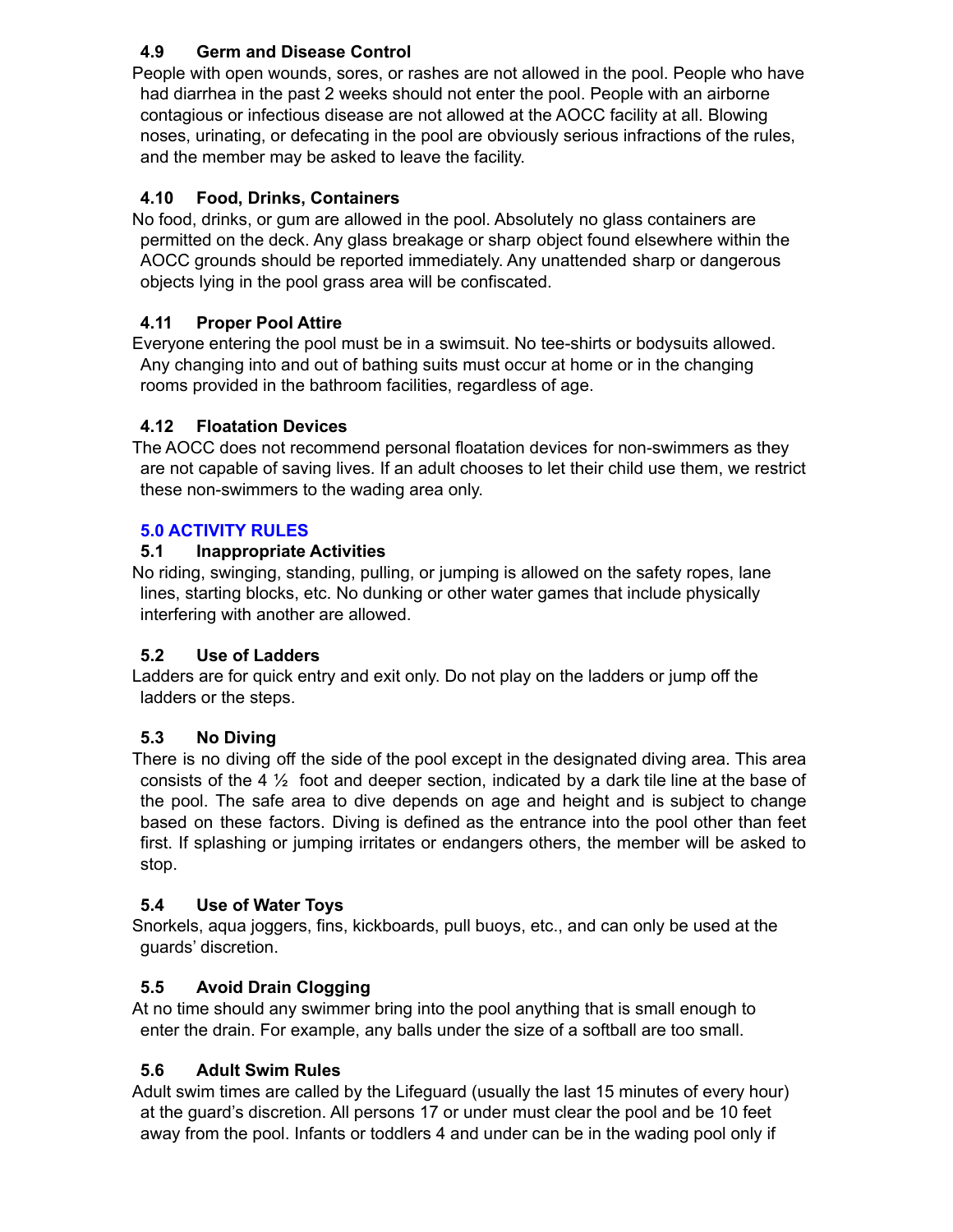### 4.9 Germ and Disease Control

People with open wounds, sores, or rashes are not allowed in the pool. People who have had diarrhea in the past 2 weeks should not enter the pool. People with an airborne contagious or infectious disease are not allowed at the AOCC facility at all. Blowing noses, urinating, or defecating in the pool are obviously serious infractions of the rules, and the member may be asked to leave the facility.

### 4.10 Food, Drinks, Containers

No food, drinks, or gum are allowed in the pool. Absolutely no glass containers are permitted on the deck. Any glass breakage or sharp object found elsewhere within the AOCC grounds should be reported immediately. Any unattended sharp or dangerous objects lying in the pool grass area will be confiscated.

### 4.11 Proper Pool Attire

Everyone entering the pool must be in a swimsuit. No tee-shirts or bodysuits allowed. Any changing into and out of bathing suits must occur at home or in the changing rooms provided in the bathroom facilities, regardless of age.

### 4.12 Floatation Devices

The AOCC does not recommend personal floatation devices for non-swimmers as they are not capable of saving lives. If an adult chooses to let their child use them, we restrict these non-swimmers to the wading area only.

## 5.0 ACTIVITY RULES

### 5.1 Inappropriate Activities

No riding, swinging, standing, pulling, or jumping is allowed on the safety ropes, lane lines, starting blocks, etc. No dunking or other water games that include physically interfering with another are allowed.

### 5.2 Use of Ladders

Ladders are for quick entry and exit only. Do not play on the ladders or jump off the ladders or the steps.

### 5.3 No Diving

There is no diving off the side of the pool except in the designated diving area. This area consists of the 4 ½ foot and deeper section, indicated by a dark tile line at the base of the pool. The safe area to dive depends on age and height and is subject to change based on these factors. Diving is defined as the entrance into the pool other than feet first. If splashing or jumping irritates or endangers others, the member will be asked to stop.

### 5.4 Use of Water Toys

Snorkels, aqua joggers, fins, kickboards, pull buoys, etc., and can only be used at the guards' discretion.

### 5.5 Avoid Drain Clogging

At no time should any swimmer bring into the pool anything that is small enough to enter the drain. For example, any balls under the size of a softball are too small.

### 5.6 Adult Swim Rules

Adult swim times are called by the Lifeguard (usually the last 15 minutes of every hour) at the guard's discretion. All persons 17 or under must clear the pool and be 10 feet away from the pool. Infants or toddlers 4 and under can be in the wading pool only if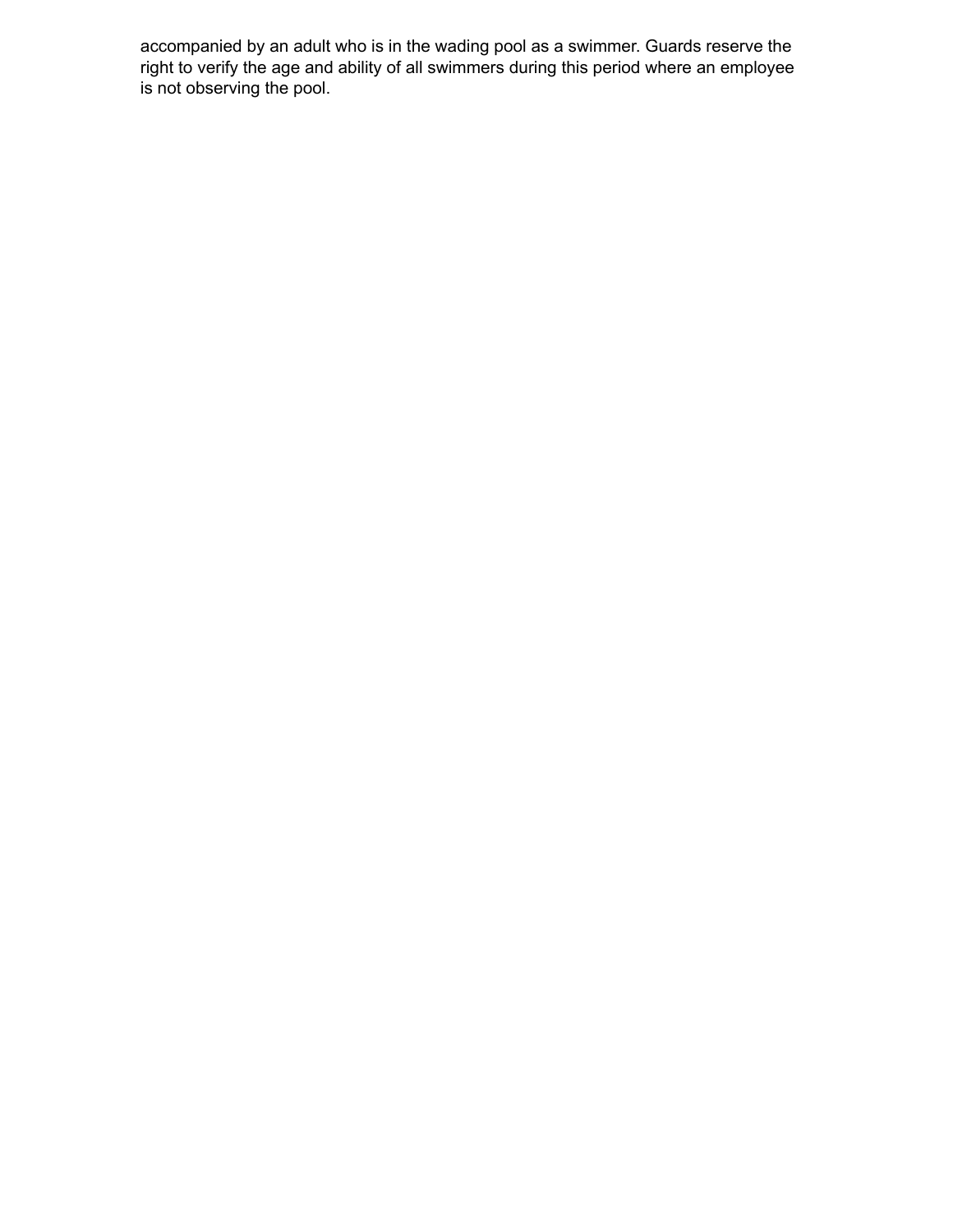accompanied by an adult who is in the wading pool as a swimmer. Guards reserve the right to verify the age and ability of all swimmers during this period where an employee is not observing the pool.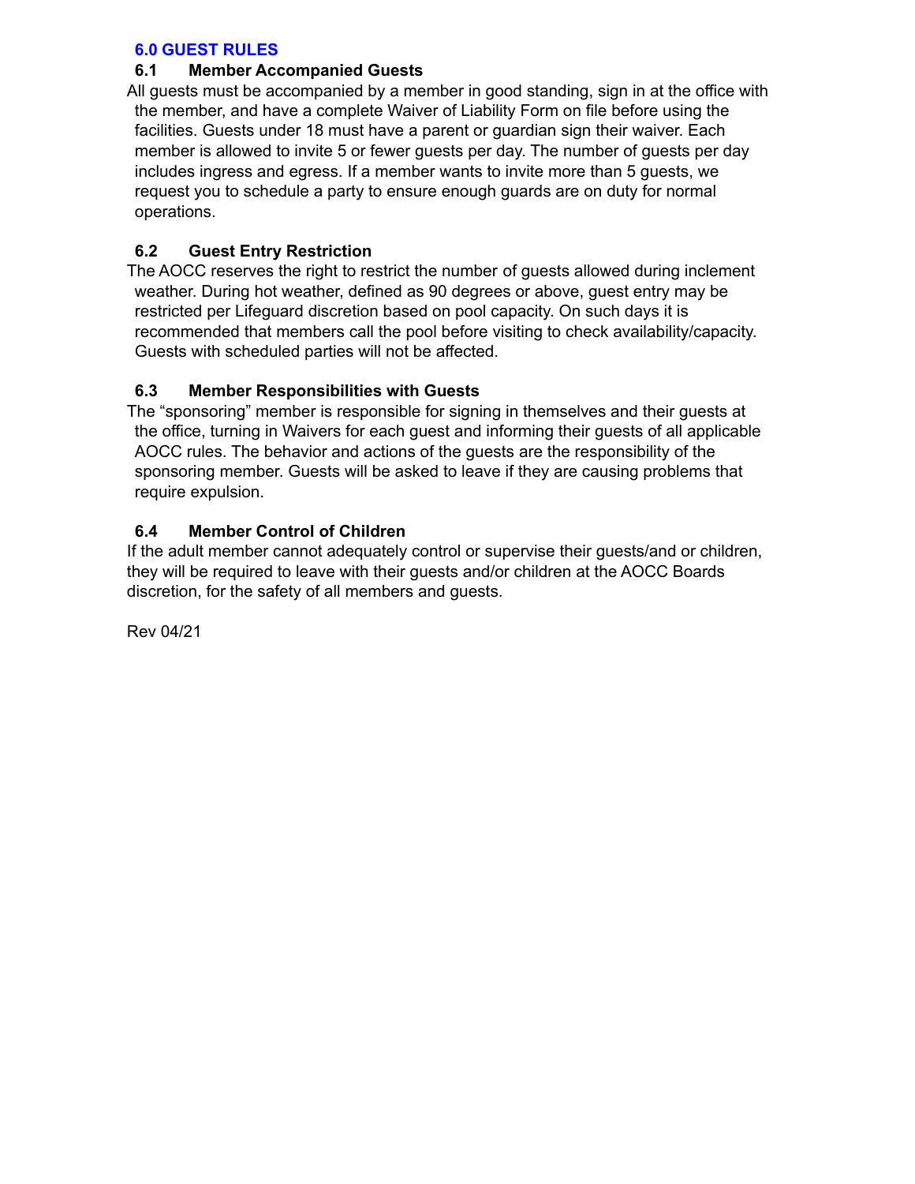## 6.0 GUEST RULES

### 6.1 Member Accompanied Guests

All guests must be accompanied by a member in good standing, sign in at the office with the member, and have a complete Waiver of Liability Form on file before using the facilities. Guests under 18 must have a parent or guardian sign their waiver. Each member is allowed to invite 5 or fewer guests per day. The number of guests per day includes ingress and egress. If a member wants to invite more than 5 guests, we request you to schedule a party to ensure enough guards are on duty for normal operations.

### 6.2 Guest Entry Restriction

The AOCC reserves the right to restrict the number of guests allowed during inclement weather. During hot weather, defined as 90 degrees or above, guest entry may be restricted per Lifeguard discretion based on pool capacity. On such days it is recommended that members call the pool before visiting to check availability/capacity. Guests with scheduled parties will not be affected.

### 6.3 Member Responsibilities with Guests

The “sponsoring” member is responsible for signing in themselves and their guests at the office, turning in Waivers for each guest and informing their guests of all applicable AOCC rules. The behavior and actions of the guests are the responsibility of the sponsoring member. Guests will be asked to leave if they are causing problems that require expulsion.

### 6.4 Member Control of Children

If the adult member cannot adequately control or supervise their guests/and or children, they will be required to leave with their guests and/or children at the AOCC Boards discretion, for the safety of all members and guests.

Rev 04/21